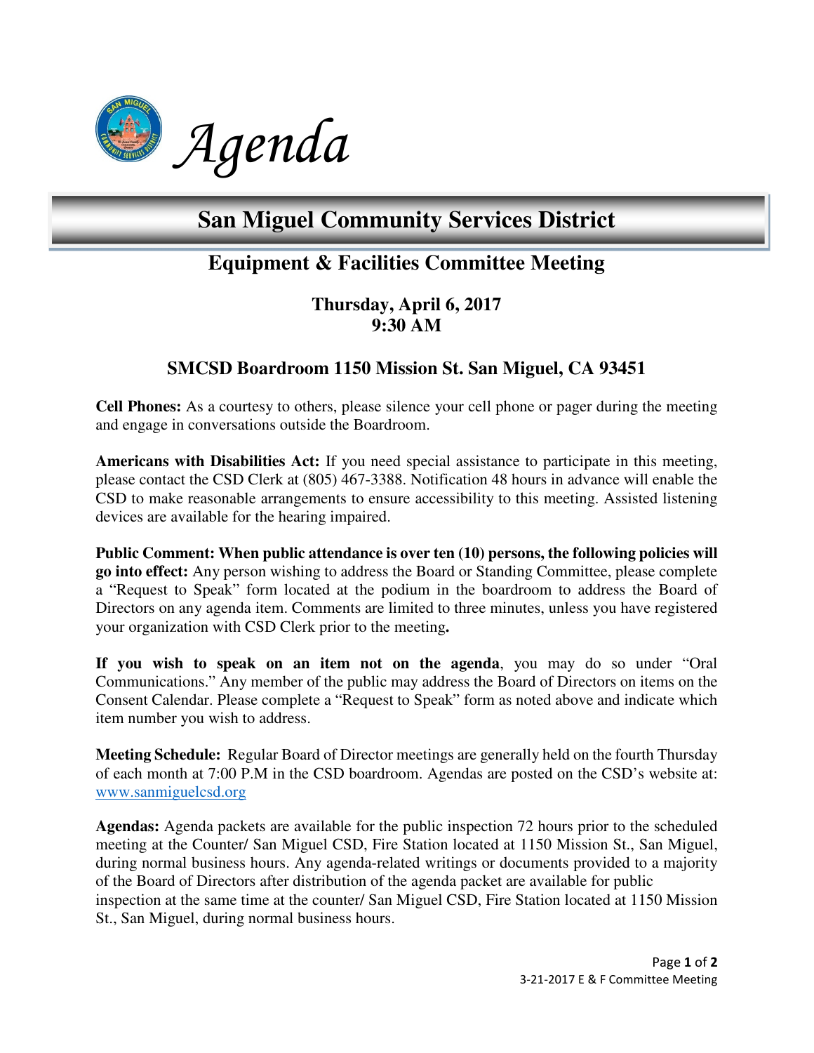# Agenda

# San Miguel Community Services District

## Equipment & Facilities Committee Meeting

### Thursday, April 6, 2017
### 9:30 AM

### SMCSD Boardroom 1150 Mission St. San Miguel, CA 93451

**Cell Phones:** As a courtesy to others, please silence your cell phone or pager during the meeting and engage in conversations outside the Boardroom.

**Americans with Disabilities Act:** If you need special assistance to participate in this meeting, please contact the CSD Clerk at (805) 467-3388. Notification 48 hours in advance will enable the CSD to make reasonable arrangements to ensure accessibility to this meeting. Assisted listening devices are available for the hearing impaired.

**Public Comment: When public attendance is over ten (10) persons, the following policies will go into effect:** Any person wishing to address the Board or Standing Committee, please complete a "Request to Speak" form located at the podium in the boardroom to address the Board of Directors on any agenda item. Comments are limited to three minutes, unless you have registered your organization with CSD Clerk prior to the meeting**.**

**If you wish to speak on an item not on the agenda**, you may do so under "Oral Communications." Any member of the public may address the Board of Directors on items on the Consent Calendar. Please complete a "Request to Speak" form as noted above and indicate which item number you wish to address.

**Meeting Schedule:** Regular Board of Director meetings are generally held on the fourth Thursday of each month at 7:00 P.M in the CSD boardroom. Agendas are posted on the CSD's website at: www.sanmiguelcsd.org

**Agendas:** Agenda packets are available for the public inspection 72 hours prior to the scheduled meeting at the Counter/ San Miguel CSD, Fire Station located at 1150 Mission St., San Miguel, during normal business hours. Any agenda-related writings or documents provided to a majority of the Board of Directors after distribution of the agenda packet are available for public inspection at the same time at the counter/ San Miguel CSD, Fire Station located at 1150 Mission St., San Miguel, during normal business hours.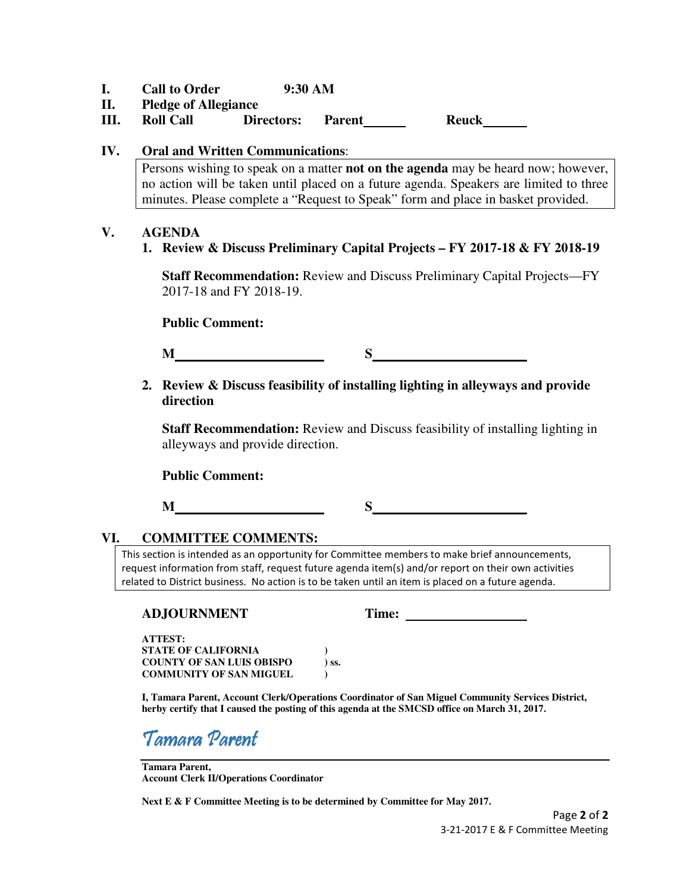**I. Call to Order 9:30 AM**

**II. Pledge of Allegiance**

**III. Roll Call Directors: Parent\_\_\_\_\_\_ Reuck\_\_\_\_\_\_**

**IV. Oral and Written Communications**:

Persons wishing to speak on a matter **not on the agenda** may be heard now; however, no action will be taken until placed on a future agenda. Speakers are limited to three minutes. Please complete a "Request to Speak" form and place in basket provided.

**V. AGENDA**

1. **Review & Discuss Preliminary Capital Projects – FY 2017-18 & FY 2018-19**

   **Staff Recommendation:** Review and Discuss Preliminary Capital Projects—FY 2017-18 and FY 2018-19.

   **Public Comment:**

   **M**\_\_\_\_\_\_\_\_\_\_\_\_\_\_\_\_\_\_\_\_ **S**\_\_\_\_\_\_\_\_\_\_\_\_\_\_\_\_\_\_\_\_

2. **Review & Discuss feasibility of installing lighting in alleyways and provide direction**

   **Staff Recommendation:** Review and Discuss feasibility of installing lighting in alleyways and provide direction.

   **Public Comment:**

   **M**\_\_\_\_\_\_\_\_\_\_\_\_\_\_\_\_\_\_\_\_ **S**\_\_\_\_\_\_\_\_\_\_\_\_\_\_\_\_\_\_\_\_

**VI. COMMITTEE COMMENTS:**

This section is intended as an opportunity for Committee members to make brief announcements, request information from staff, request future agenda item(s) and/or report on their own activities related to District business. No action is to be taken until an item is placed on a future agenda.

**ADJOURNMENT** **Time:** \_\_\_\_\_\_\_\_\_\_\_\_\_\_\_\_

**ATTEST:**
**STATE OF CALIFORNIA )**
**COUNTY OF SAN LUIS OBISPO ) ss.**
**COMMUNITY OF SAN MIGUEL )**

**I, Tamara Parent, Account Clerk/Operations Coordinator of San Miguel Community Services District, herby certify that I caused the posting of this agenda at the SMCSD office on March 31, 2017.**

*Tamara Parent*

**Tamara Parent,**
**Account Clerk II/Operations Coordinator**

**Next E & F Committee Meeting is to be determined by Committee for May 2017.**